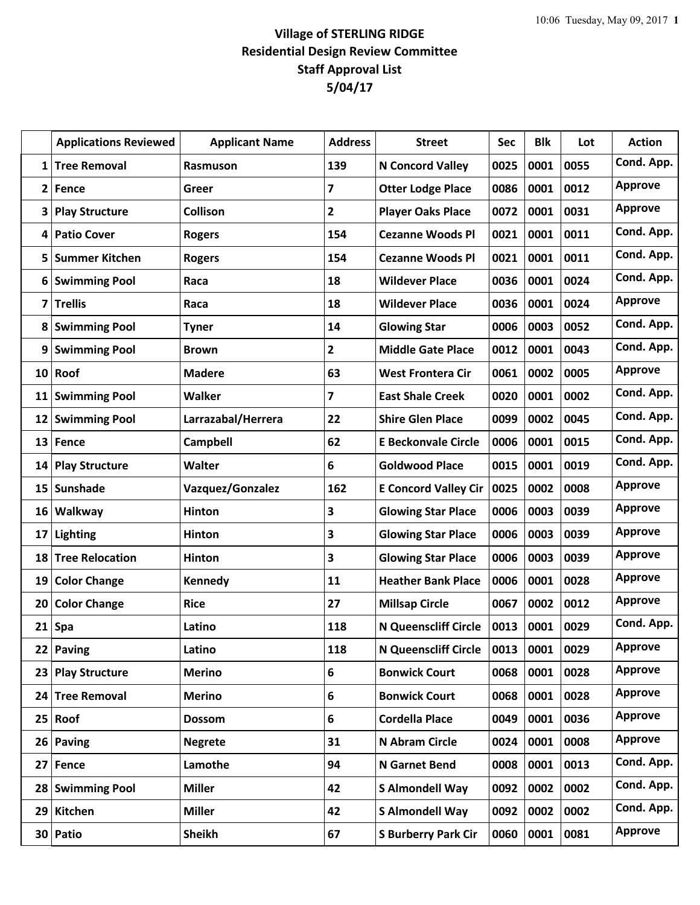# Village of STERLING RIDGE
## Residential Design Review Committee
## Staff Approval List
## 5/04/17

| | Applications Reviewed | Applicant Name | Address | Street | Sec | Blk | Lot | Action |
|---|---|---|---|---|---|---|---|---|
| 1 | Tree Removal | Rasmuson | 139 | N Concord Valley | 0025 | 0001 | 0055 | Cond. App. |
| 2 | Fence | Greer | 7 | Otter Lodge Place | 0086 | 0001 | 0012 | Approve |
| 3 | Play Structure | Collison | 2 | Player Oaks Place | 0072 | 0001 | 0031 | Approve |
| 4 | Patio Cover | Rogers | 154 | Cezanne Woods Pl | 0021 | 0001 | 0011 | Cond. App. |
| 5 | Summer Kitchen | Rogers | 154 | Cezanne Woods Pl | 0021 | 0001 | 0011 | Cond. App. |
| 6 | Swimming Pool | Raca | 18 | Wildever Place | 0036 | 0001 | 0024 | Cond. App. |
| 7 | Trellis | Raca | 18 | Wildever Place | 0036 | 0001 | 0024 | Approve |
| 8 | Swimming Pool | Tyner | 14 | Glowing Star | 0006 | 0003 | 0052 | Cond. App. |
| 9 | Swimming Pool | Brown | 2 | Middle Gate Place | 0012 | 0001 | 0043 | Cond. App. |
| 10 | Roof | Madere | 63 | West Frontera Cir | 0061 | 0002 | 0005 | Approve |
| 11 | Swimming Pool | Walker | 7 | East Shale Creek | 0020 | 0001 | 0002 | Cond. App. |
| 12 | Swimming Pool | Larrazabal/Herrera | 22 | Shire Glen Place | 0099 | 0002 | 0045 | Cond. App. |
| 13 | Fence | Campbell | 62 | E Beckonvale Circle | 0006 | 0001 | 0015 | Cond. App. |
| 14 | Play Structure | Walter | 6 | Goldwood Place | 0015 | 0001 | 0019 | Cond. App. |
| 15 | Sunshade | Vazquez/Gonzalez | 162 | E Concord Valley Cir | 0025 | 0002 | 0008 | Approve |
| 16 | Walkway | Hinton | 3 | Glowing Star Place | 0006 | 0003 | 0039 | Approve |
| 17 | Lighting | Hinton | 3 | Glowing Star Place | 0006 | 0003 | 0039 | Approve |
| 18 | Tree Relocation | Hinton | 3 | Glowing Star Place | 0006 | 0003 | 0039 | Approve |
| 19 | Color Change | Kennedy | 11 | Heather Bank Place | 0006 | 0001 | 0028 | Approve |
| 20 | Color Change | Rice | 27 | Millsap Circle | 0067 | 0002 | 0012 | Approve |
| 21 | Spa | Latino | 118 | N Queenscliff Circle | 0013 | 0001 | 0029 | Cond. App. |
| 22 | Paving | Latino | 118 | N Queenscliff Circle | 0013 | 0001 | 0029 | Approve |
| 23 | Play Structure | Merino | 6 | Bonwick Court | 0068 | 0001 | 0028 | Approve |
| 24 | Tree Removal | Merino | 6 | Bonwick Court | 0068 | 0001 | 0028 | Approve |
| 25 | Roof | Dossom | 6 | Cordella Place | 0049 | 0001 | 0036 | Approve |
| 26 | Paving | Negrete | 31 | N Abram Circle | 0024 | 0001 | 0008 | Approve |
| 27 | Fence | Lamothe | 94 | N Garnet Bend | 0008 | 0001 | 0013 | Cond. App. |
| 28 | Swimming Pool | Miller | 42 | S Almondell Way | 0092 | 0002 | 0002 | Cond. App. |
| 29 | Kitchen | Miller | 42 | S Almondell Way | 0092 | 0002 | 0002 | Cond. App. |
| 30 | Patio | Sheikh | 67 | S Burberry Park Cir | 0060 | 0001 | 0081 | Approve |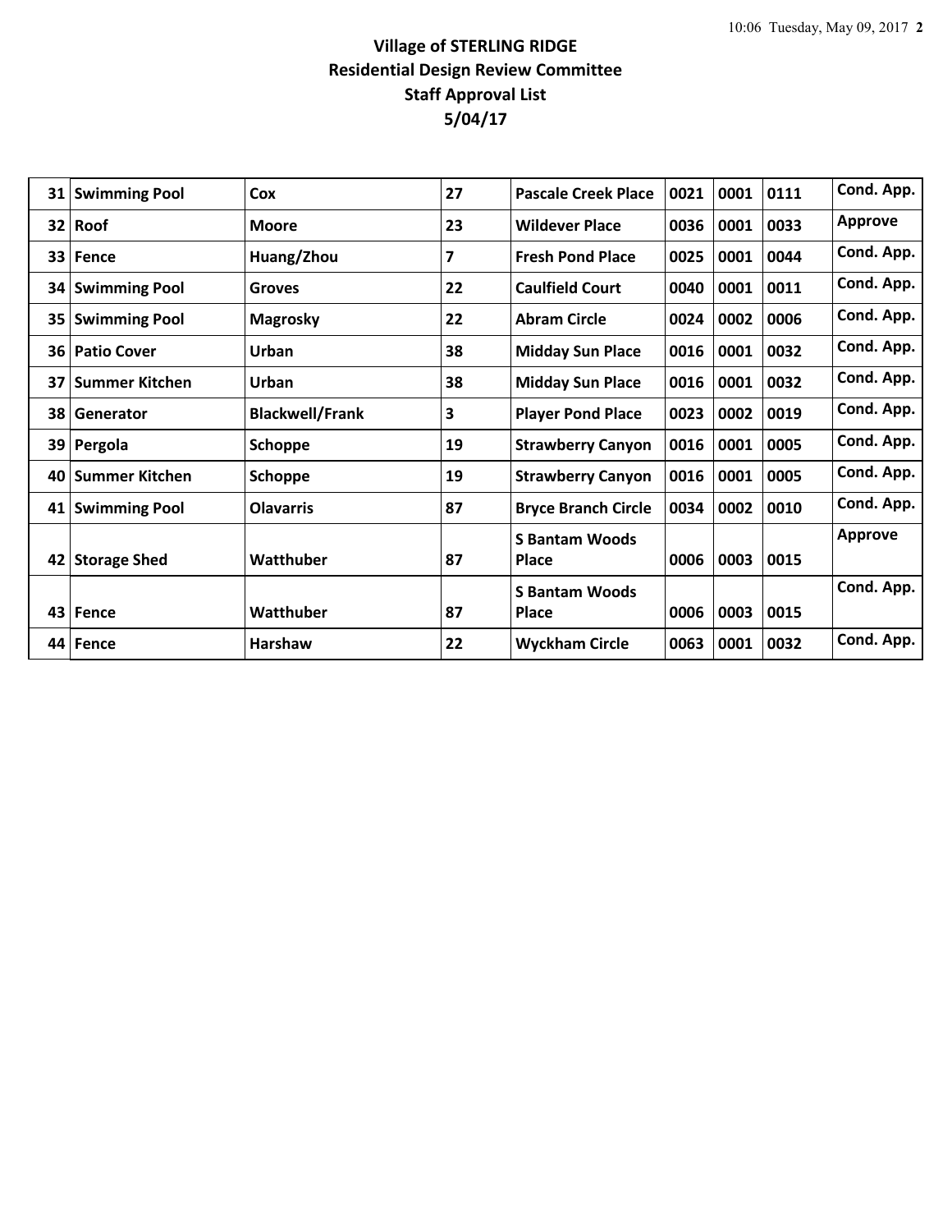**Village of STERLING RIDGE**
**Residential Design Review Committee**
**Staff Approval List**
**5/04/17**

| | | | | | | | | |
|---|---|---|---|---|---|---|---|---|
| 31 | Swimming Pool | Cox | 27 | Pascale Creek Place | 0021 | 0001 | 0111 | Cond. App. |
| 32 | Roof | Moore | 23 | Wildever Place | 0036 | 0001 | 0033 | Approve |
| 33 | Fence | Huang/Zhou | 7 | Fresh Pond Place | 0025 | 0001 | 0044 | Cond. App. |
| 34 | Swimming Pool | Groves | 22 | Caulfield Court | 0040 | 0001 | 0011 | Cond. App. |
| 35 | Swimming Pool | Magrosky | 22 | Abram Circle | 0024 | 0002 | 0006 | Cond. App. |
| 36 | Patio Cover | Urban | 38 | Midday Sun Place | 0016 | 0001 | 0032 | Cond. App. |
| 37 | Summer Kitchen | Urban | 38 | Midday Sun Place | 0016 | 0001 | 0032 | Cond. App. |
| 38 | Generator | Blackwell/Frank | 3 | Player Pond Place | 0023 | 0002 | 0019 | Cond. App. |
| 39 | Pergola | Schoppe | 19 | Strawberry Canyon | 0016 | 0001 | 0005 | Cond. App. |
| 40 | Summer Kitchen | Schoppe | 19 | Strawberry Canyon | 0016 | 0001 | 0005 | Cond. App. |
| 41 | Swimming Pool | Olavarris | 87 | Bryce Branch Circle | 0034 | 0002 | 0010 | Cond. App. |
| 42 | Storage Shed | Watthuber | 87 | S Bantam Woods Place | 0006 | 0003 | 0015 | Approve |
| 43 | Fence | Watthuber | 87 | S Bantam Woods Place | 0006 | 0003 | 0015 | Cond. App. |
| 44 | Fence | Harshaw | 22 | Wyckham Circle | 0063 | 0001 | 0032 | Cond. App. |